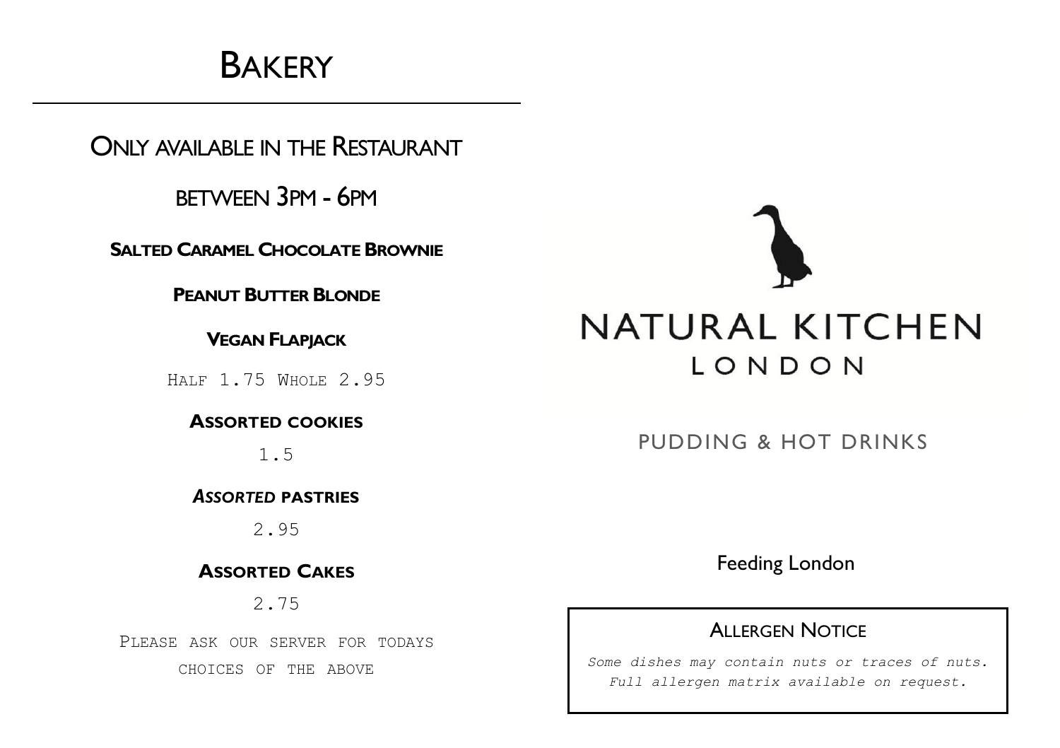# Bakery

## Only available in the Restaurant

## between 3pm - 6pm

**Salted Caramel Chocolate Brownie**

**Peanut Butter Blonde**

**Vegan Flapjack**

Half 1.75 Whole 2.95

**Assorted cookies**

1.5

***Assorted* pastries**

2.95

**Assorted Cakes**

2.75

Please ask our server for todays choices of the above

# NATURAL KITCHEN
## LONDON

PUDDING & HOT DRINKS

Feeding London

### Allergen Notice

*Some dishes may contain nuts or traces of nuts. Full allergen matrix available on request.*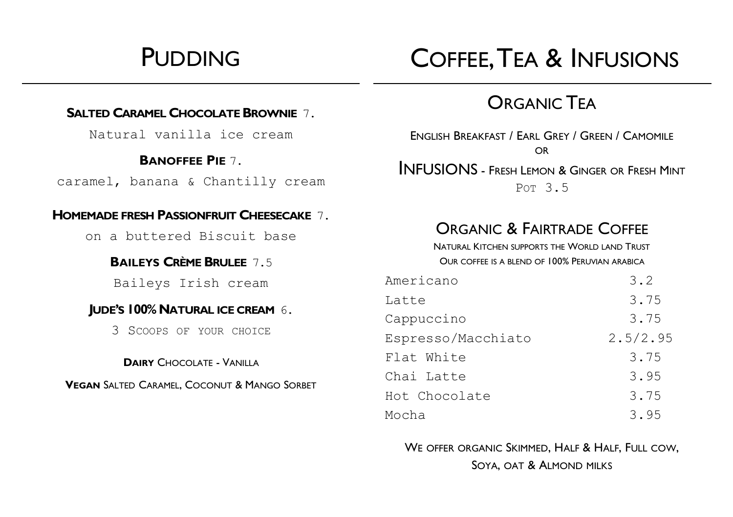# Pudding

**Salted Caramel Chocolate Brownie** 7.

Natural vanilla ice cream

**Banoffee Pie** 7.

caramel, banana & Chantilly cream

**Homemade fresh Passionfruit Cheesecake** 7.

on a buttered Biscuit base

**Baileys Crème Brulee** 7.5

Baileys Irish cream

**Jude's 100% Natural ice cream** 6.

3 Scoops of your choice

**Dairy** Chocolate - Vanilla

**Vegan** Salted Caramel, Coconut & Mango Sorbet

# Coffee, Tea & Infusions

## Organic Tea

English Breakfast / Earl Grey / Green / Camomile

or

Infusions - Fresh Lemon & Ginger or Fresh Mint

Pot 3.5

## Organic & Fairtrade Coffee

Natural Kitchen supports the World land Trust

Our coffee is a blend of 100% Peruvian arabica

| | |
|---|---|
| Americano | 3.2 |
| Latte | 3.75 |
| Cappuccino | 3.75 |
| Espresso/Macchiato | 2.5/2.95 |
| Flat White | 3.75 |
| Chai Latte | 3.95 |
| Hot Chocolate | 3.75 |
| Mocha | 3.95 |

We offer organic Skimmed, Half & Half, Full cow, Soya, oat & Almond milks